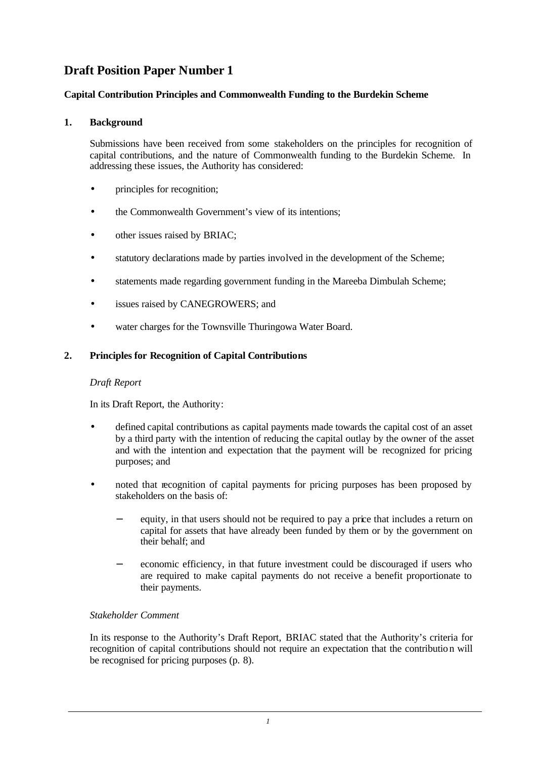# Draft Position Paper Number 1

### Capital Contribution Principles and Commonwealth Funding to the Burdekin Scheme

## 1. Background

Submissions have been received from some stakeholders on the principles for recognition of capital contributions, and the nature of Commonwealth funding to the Burdekin Scheme. In addressing these issues, the Authority has considered:

- principles for recognition;
- the Commonwealth Government's view of its intentions;
- other issues raised by BRIAC;
- statutory declarations made by parties involved in the development of the Scheme;
- statements made regarding government funding in the Mareeba Dimbulah Scheme;
- issues raised by CANEGROWERS; and
- water charges for the Townsville Thuringowa Water Board.

## 2. Principles for Recognition of Capital Contributions

*Draft Report*

In its Draft Report, the Authority:

- defined capital contributions as capital payments made towards the capital cost of an asset by a third party with the intention of reducing the capital outlay by the owner of the asset and with the intention and expectation that the payment will be recognized for pricing purposes; and
- noted that recognition of capital payments for pricing purposes has been proposed by stakeholders on the basis of:
  - equity, in that users should not be required to pay a price that includes a return on capital for assets that have already been funded by them or by the government on their behalf; and
  - economic efficiency, in that future investment could be discouraged if users who are required to make capital payments do not receive a benefit proportionate to their payments.

*Stakeholder Comment*

In its response to the Authority's Draft Report, BRIAC stated that the Authority's criteria for recognition of capital contributions should not require an expectation that the contribution will be recognised for pricing purposes (p. 8).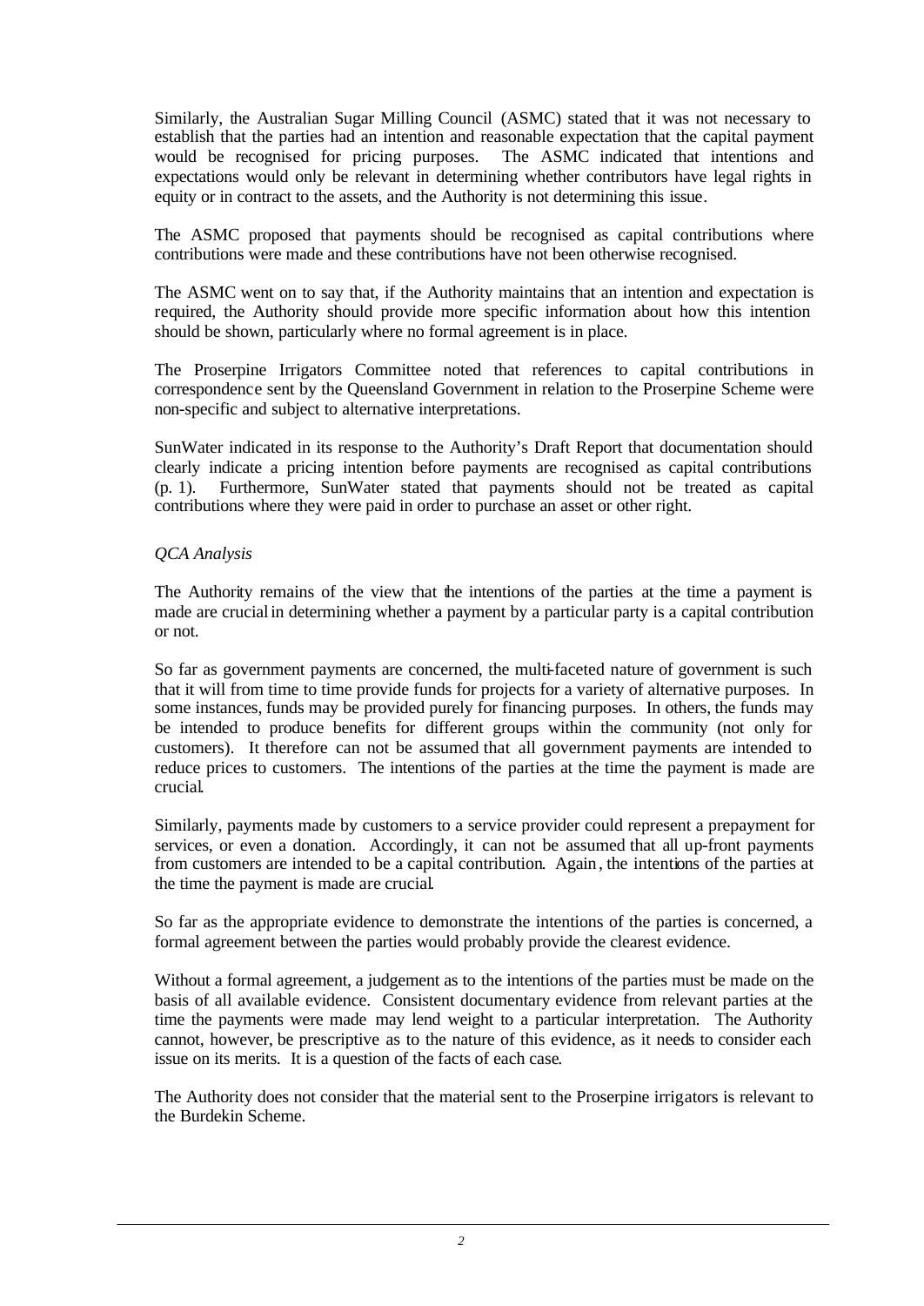Similarly, the Australian Sugar Milling Council (ASMC) stated that it was not necessary to establish that the parties had an intention and reasonable expectation that the capital payment would be recognised for pricing purposes. The ASMC indicated that intentions and expectations would only be relevant in determining whether contributors have legal rights in equity or in contract to the assets, and the Authority is not determining this issue.

The ASMC proposed that payments should be recognised as capital contributions where contributions were made and these contributions have not been otherwise recognised.

The ASMC went on to say that, if the Authority maintains that an intention and expectation is required, the Authority should provide more specific information about how this intention should be shown, particularly where no formal agreement is in place.

The Proserpine Irrigators Committee noted that references to capital contributions in correspondence sent by the Queensland Government in relation to the Proserpine Scheme were non-specific and subject to alternative interpretations.

SunWater indicated in its response to the Authority's Draft Report that documentation should clearly indicate a pricing intention before payments are recognised as capital contributions (p. 1). Furthermore, SunWater stated that payments should not be treated as capital contributions where they were paid in order to purchase an asset or other right.

*QCA Analysis*

The Authority remains of the view that the intentions of the parties at the time a payment is made are crucial in determining whether a payment by a particular party is a capital contribution or not.

So far as government payments are concerned, the multi-faceted nature of government is such that it will from time to time provide funds for projects for a variety of alternative purposes. In some instances, funds may be provided purely for financing purposes. In others, the funds may be intended to produce benefits for different groups within the community (not only for customers). It therefore can not be assumed that all government payments are intended to reduce prices to customers. The intentions of the parties at the time the payment is made are crucial.

Similarly, payments made by customers to a service provider could represent a prepayment for services, or even a donation. Accordingly, it can not be assumed that all up-front payments from customers are intended to be a capital contribution. Again, the intentions of the parties at the time the payment is made are crucial.

So far as the appropriate evidence to demonstrate the intentions of the parties is concerned, a formal agreement between the parties would probably provide the clearest evidence.

Without a formal agreement, a judgement as to the intentions of the parties must be made on the basis of all available evidence. Consistent documentary evidence from relevant parties at the time the payments were made may lend weight to a particular interpretation. The Authority cannot, however, be prescriptive as to the nature of this evidence, as it needs to consider each issue on its merits. It is a question of the facts of each case.

The Authority does not consider that the material sent to the Proserpine irrigators is relevant to the Burdekin Scheme.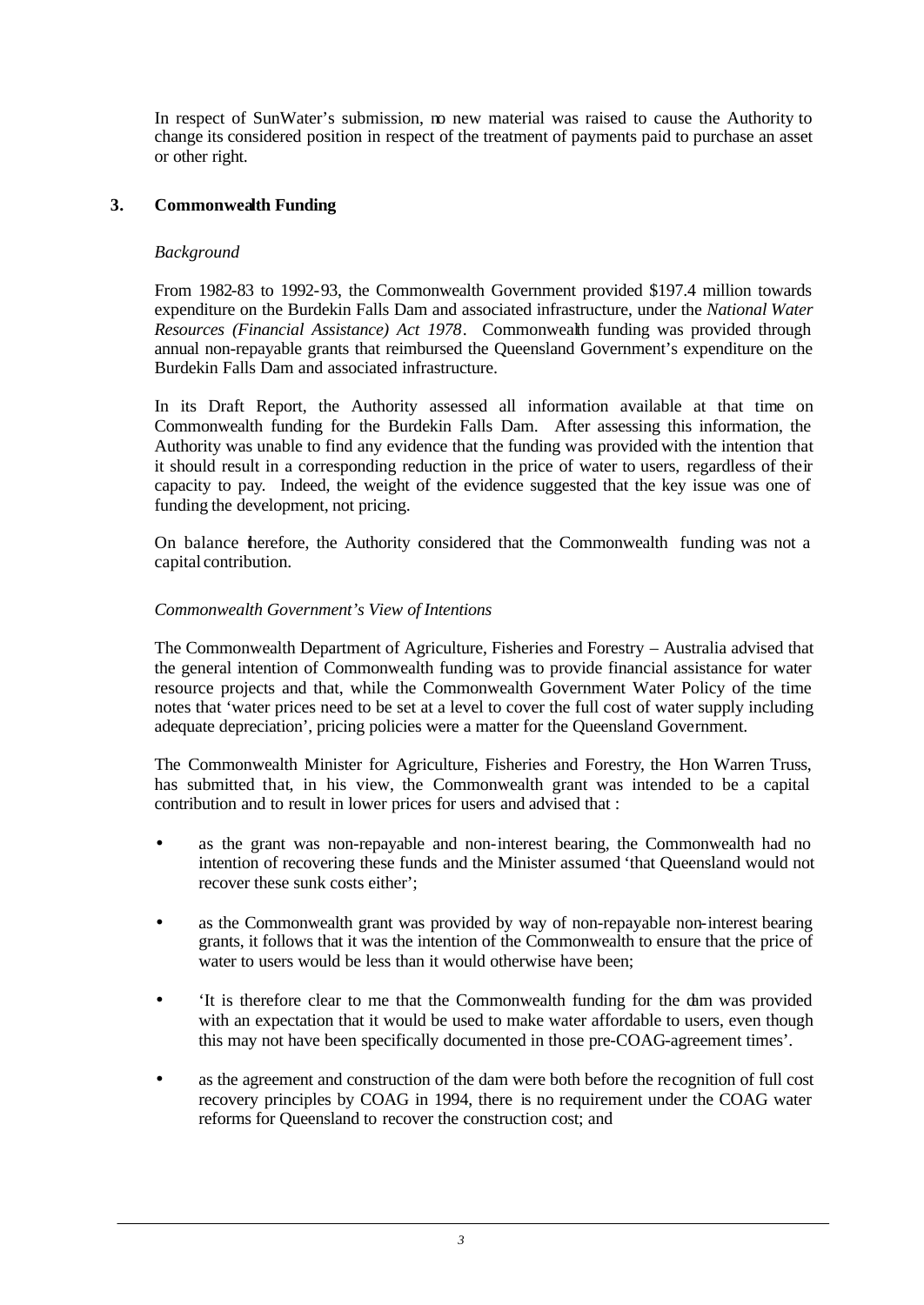In respect of SunWater's submission, no new material was raised to cause the Authority to change its considered position in respect of the treatment of payments paid to purchase an asset or other right.

## 3. Commonwealth Funding

*Background*

From 1982-83 to 1992-93, the Commonwealth Government provided $197.4 million towards expenditure on the Burdekin Falls Dam and associated infrastructure, under the *National Water Resources (Financial Assistance) Act 1978*. Commonwealth funding was provided through annual non-repayable grants that reimbursed the Queensland Government's expenditure on the Burdekin Falls Dam and associated infrastructure.

In its Draft Report, the Authority assessed all information available at that time on Commonwealth funding for the Burdekin Falls Dam. After assessing this information, the Authority was unable to find any evidence that the funding was provided with the intention that it should result in a corresponding reduction in the price of water to users, regardless of their capacity to pay. Indeed, the weight of the evidence suggested that the key issue was one of funding the development, not pricing.

On balance therefore, the Authority considered that the Commonwealth funding was not a capital contribution.

*Commonwealth Government's View of Intentions*

The Commonwealth Department of Agriculture, Fisheries and Forestry – Australia advised that the general intention of Commonwealth funding was to provide financial assistance for water resource projects and that, while the Commonwealth Government Water Policy of the time notes that 'water prices need to be set at a level to cover the full cost of water supply including adequate depreciation', pricing policies were a matter for the Queensland Government.

The Commonwealth Minister for Agriculture, Fisheries and Forestry, the Hon Warren Truss, has submitted that, in his view, the Commonwealth grant was intended to be a capital contribution and to result in lower prices for users and advised that :

- as the grant was non-repayable and non-interest bearing, the Commonwealth had no intention of recovering these funds and the Minister assumed 'that Queensland would not recover these sunk costs either';
- as the Commonwealth grant was provided by way of non-repayable non-interest bearing grants, it follows that it was the intention of the Commonwealth to ensure that the price of water to users would be less than it would otherwise have been;
- 'It is therefore clear to me that the Commonwealth funding for the dam was provided with an expectation that it would be used to make water affordable to users, even though this may not have been specifically documented in those pre-COAG-agreement times'.
- as the agreement and construction of the dam were both before the recognition of full cost recovery principles by COAG in 1994, there is no requirement under the COAG water reforms for Queensland to recover the construction cost; and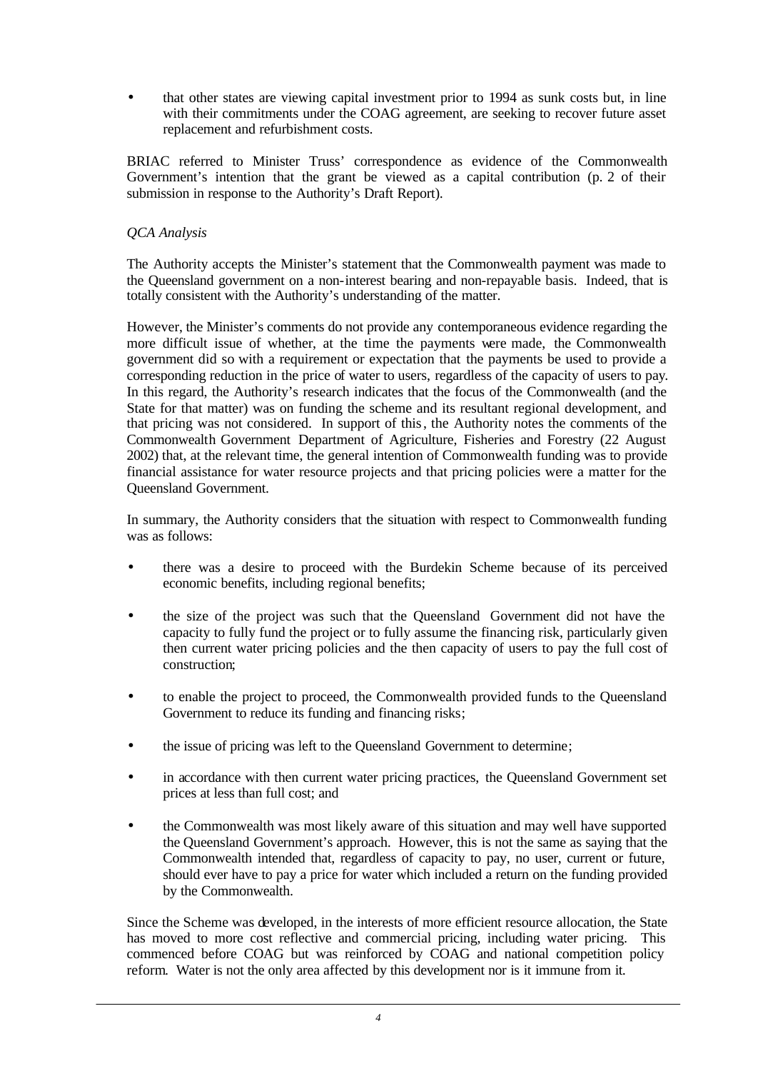- that other states are viewing capital investment prior to 1994 as sunk costs but, in line with their commitments under the COAG agreement, are seeking to recover future asset replacement and refurbishment costs.

BRIAC referred to Minister Truss' correspondence as evidence of the Commonwealth Government's intention that the grant be viewed as a capital contribution (p. 2 of their submission in response to the Authority's Draft Report).

*QCA Analysis*

The Authority accepts the Minister's statement that the Commonwealth payment was made to the Queensland government on a non-interest bearing and non-repayable basis. Indeed, that is totally consistent with the Authority's understanding of the matter.

However, the Minister's comments do not provide any contemporaneous evidence regarding the more difficult issue of whether, at the time the payments were made, the Commonwealth government did so with a requirement or expectation that the payments be used to provide a corresponding reduction in the price of water to users, regardless of the capacity of users to pay. In this regard, the Authority's research indicates that the focus of the Commonwealth (and the State for that matter) was on funding the scheme and its resultant regional development, and that pricing was not considered. In support of this, the Authority notes the comments of the Commonwealth Government Department of Agriculture, Fisheries and Forestry (22 August 2002) that, at the relevant time, the general intention of Commonwealth funding was to provide financial assistance for water resource projects and that pricing policies were a matter for the Queensland Government.

In summary, the Authority considers that the situation with respect to Commonwealth funding was as follows:

- there was a desire to proceed with the Burdekin Scheme because of its perceived economic benefits, including regional benefits;
- the size of the project was such that the Queensland Government did not have the capacity to fully fund the project or to fully assume the financing risk, particularly given then current water pricing policies and the then capacity of users to pay the full cost of construction;
- to enable the project to proceed, the Commonwealth provided funds to the Queensland Government to reduce its funding and financing risks;
- the issue of pricing was left to the Queensland Government to determine;
- in accordance with then current water pricing practices, the Queensland Government set prices at less than full cost; and
- the Commonwealth was most likely aware of this situation and may well have supported the Queensland Government's approach. However, this is not the same as saying that the Commonwealth intended that, regardless of capacity to pay, no user, current or future, should ever have to pay a price for water which included a return on the funding provided by the Commonwealth.

Since the Scheme was developed, in the interests of more efficient resource allocation, the State has moved to more cost reflective and commercial pricing, including water pricing. This commenced before COAG but was reinforced by COAG and national competition policy reform. Water is not the only area affected by this development nor is it immune from it.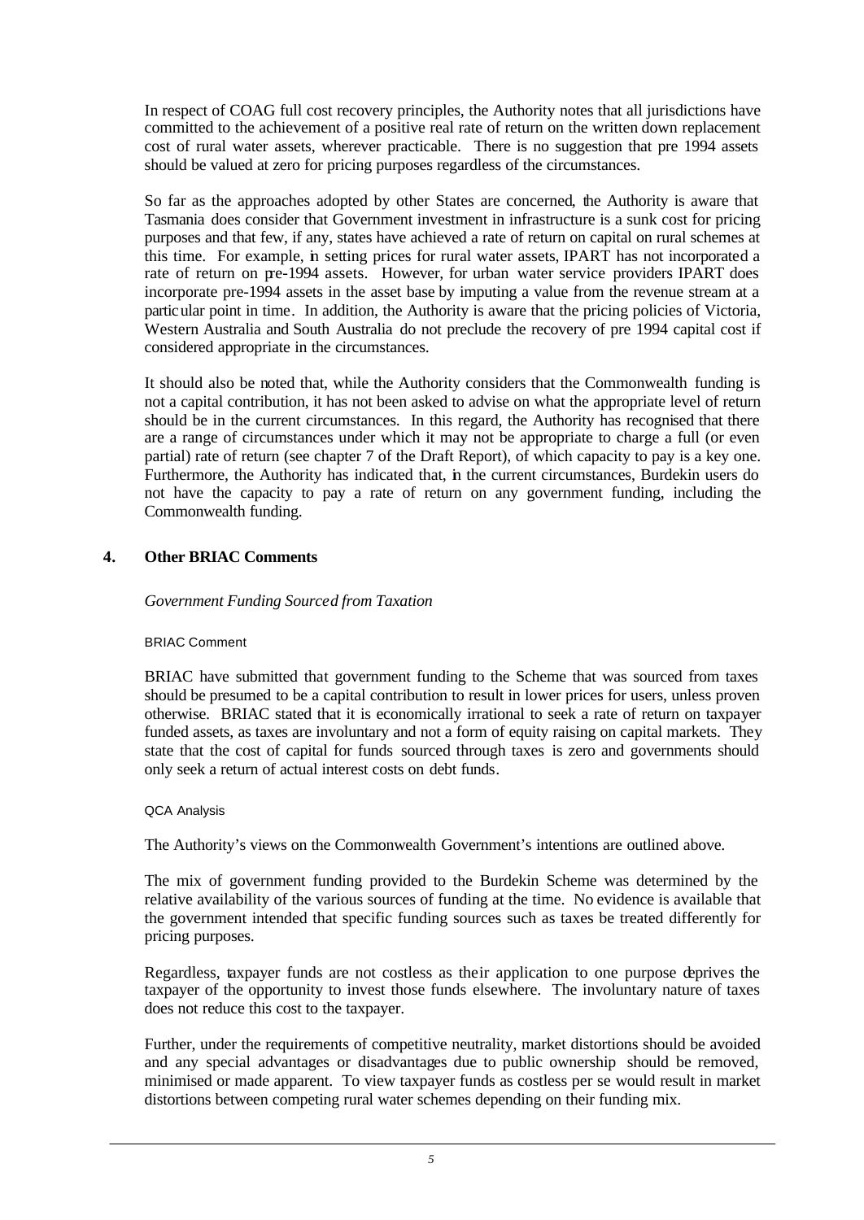In respect of COAG full cost recovery principles, the Authority notes that all jurisdictions have committed to the achievement of a positive real rate of return on the written down replacement cost of rural water assets, wherever practicable. There is no suggestion that pre 1994 assets should be valued at zero for pricing purposes regardless of the circumstances.

So far as the approaches adopted by other States are concerned, the Authority is aware that Tasmania does consider that Government investment in infrastructure is a sunk cost for pricing purposes and that few, if any, states have achieved a rate of return on capital on rural schemes at this time. For example, in setting prices for rural water assets, IPART has not incorporated a rate of return on pre-1994 assets. However, for urban water service providers IPART does incorporate pre-1994 assets in the asset base by imputing a value from the revenue stream at a particular point in time. In addition, the Authority is aware that the pricing policies of Victoria, Western Australia and South Australia do not preclude the recovery of pre 1994 capital cost if considered appropriate in the circumstances.

It should also be noted that, while the Authority considers that the Commonwealth funding is not a capital contribution, it has not been asked to advise on what the appropriate level of return should be in the current circumstances. In this regard, the Authority has recognised that there are a range of circumstances under which it may not be appropriate to charge a full (or even partial) rate of return (see chapter 7 of the Draft Report), of which capacity to pay is a key one. Furthermore, the Authority has indicated that, in the current circumstances, Burdekin users do not have the capacity to pay a rate of return on any government funding, including the Commonwealth funding.

## 4. Other BRIAC Comments

*Government Funding Sourced from Taxation*

BRIAC Comment

BRIAC have submitted that government funding to the Scheme that was sourced from taxes should be presumed to be a capital contribution to result in lower prices for users, unless proven otherwise. BRIAC stated that it is economically irrational to seek a rate of return on taxpayer funded assets, as taxes are involuntary and not a form of equity raising on capital markets. They state that the cost of capital for funds sourced through taxes is zero and governments should only seek a return of actual interest costs on debt funds.

QCA Analysis

The Authority's views on the Commonwealth Government's intentions are outlined above.

The mix of government funding provided to the Burdekin Scheme was determined by the relative availability of the various sources of funding at the time. No evidence is available that the government intended that specific funding sources such as taxes be treated differently for pricing purposes.

Regardless, taxpayer funds are not costless as their application to one purpose deprives the taxpayer of the opportunity to invest those funds elsewhere. The involuntary nature of taxes does not reduce this cost to the taxpayer.

Further, under the requirements of competitive neutrality, market distortions should be avoided and any special advantages or disadvantages due to public ownership should be removed, minimised or made apparent. To view taxpayer funds as costless per se would result in market distortions between competing rural water schemes depending on their funding mix.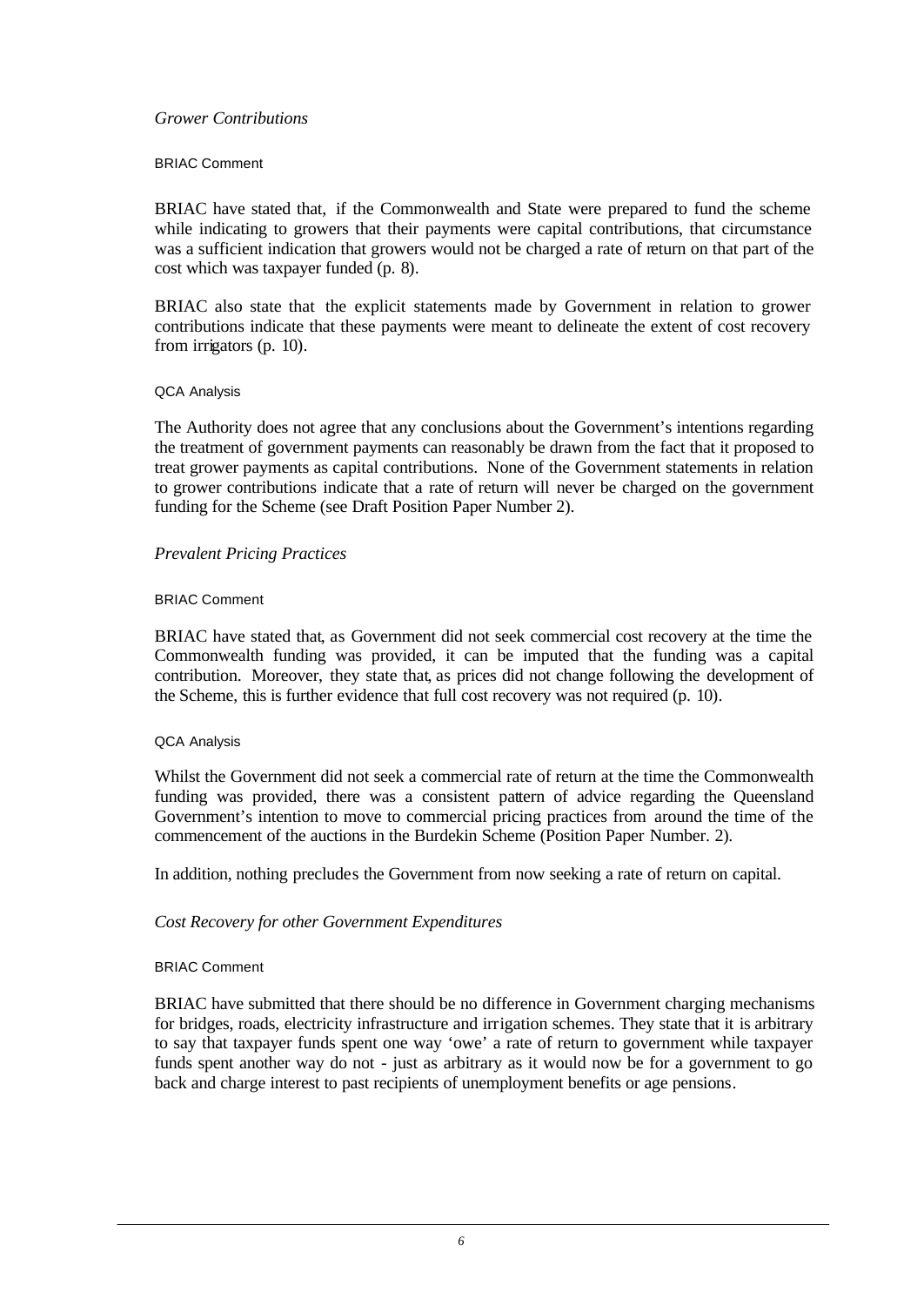*Grower Contributions*

BRIAC Comment

BRIAC have stated that, if the Commonwealth and State were prepared to fund the scheme while indicating to growers that their payments were capital contributions, that circumstance was a sufficient indication that growers would not be charged a rate of return on that part of the cost which was taxpayer funded (p. 8).

BRIAC also state that the explicit statements made by Government in relation to grower contributions indicate that these payments were meant to delineate the extent of cost recovery from irrigators (p. 10).

QCA Analysis

The Authority does not agree that any conclusions about the Government's intentions regarding the treatment of government payments can reasonably be drawn from the fact that it proposed to treat grower payments as capital contributions. None of the Government statements in relation to grower contributions indicate that a rate of return will never be charged on the government funding for the Scheme (see Draft Position Paper Number 2).

*Prevalent Pricing Practices*

BRIAC Comment

BRIAC have stated that, as Government did not seek commercial cost recovery at the time the Commonwealth funding was provided, it can be imputed that the funding was a capital contribution. Moreover, they state that, as prices did not change following the development of the Scheme, this is further evidence that full cost recovery was not required (p. 10).

QCA Analysis

Whilst the Government did not seek a commercial rate of return at the time the Commonwealth funding was provided, there was a consistent pattern of advice regarding the Queensland Government's intention to move to commercial pricing practices from around the time of the commencement of the auctions in the Burdekin Scheme (Position Paper Number. 2).

In addition, nothing precludes the Government from now seeking a rate of return on capital.

*Cost Recovery for other Government Expenditures*

BRIAC Comment

BRIAC have submitted that there should be no difference in Government charging mechanisms for bridges, roads, electricity infrastructure and irrigation schemes. They state that it is arbitrary to say that taxpayer funds spent one way 'owe' a rate of return to government while taxpayer funds spent another way do not - just as arbitrary as it would now be for a government to go back and charge interest to past recipients of unemployment benefits or age pensions.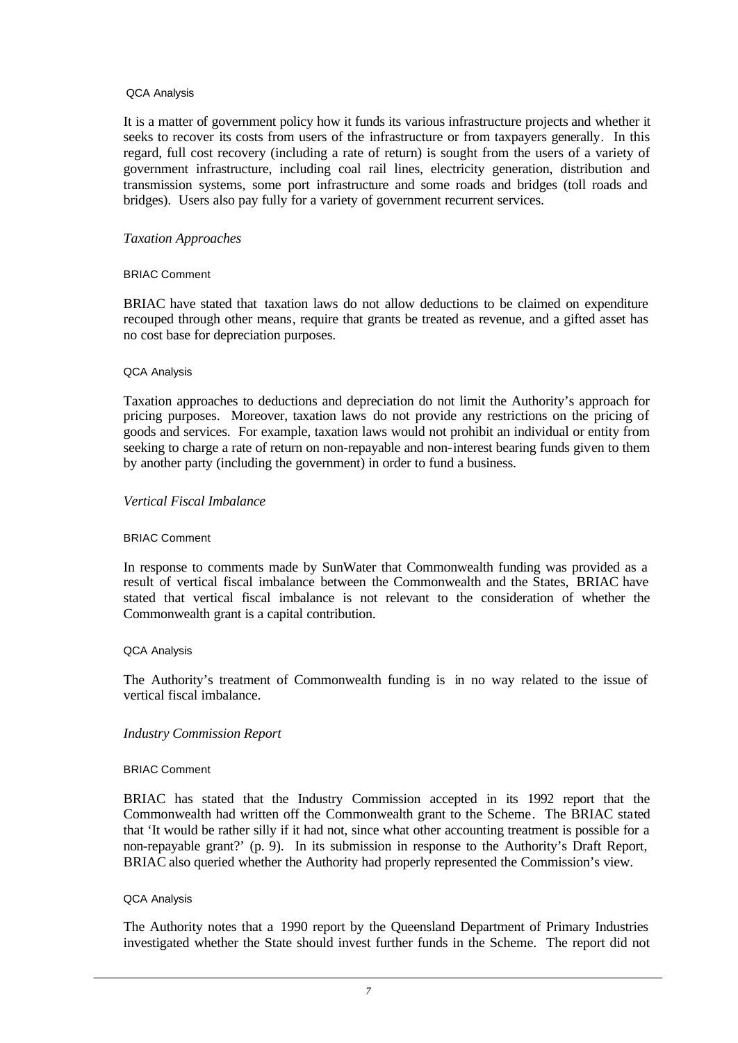QCA Analysis

It is a matter of government policy how it funds its various infrastructure projects and whether it seeks to recover its costs from users of the infrastructure or from taxpayers generally. In this regard, full cost recovery (including a rate of return) is sought from the users of a variety of government infrastructure, including coal rail lines, electricity generation, distribution and transmission systems, some port infrastructure and some roads and bridges (toll roads and bridges). Users also pay fully for a variety of government recurrent services.

*Taxation Approaches*

BRIAC Comment

BRIAC have stated that taxation laws do not allow deductions to be claimed on expenditure recouped through other means, require that grants be treated as revenue, and a gifted asset has no cost base for depreciation purposes.

QCA Analysis

Taxation approaches to deductions and depreciation do not limit the Authority's approach for pricing purposes. Moreover, taxation laws do not provide any restrictions on the pricing of goods and services. For example, taxation laws would not prohibit an individual or entity from seeking to charge a rate of return on non-repayable and non-interest bearing funds given to them by another party (including the government) in order to fund a business.

*Vertical Fiscal Imbalance*

BRIAC Comment

In response to comments made by SunWater that Commonwealth funding was provided as a result of vertical fiscal imbalance between the Commonwealth and the States, BRIAC have stated that vertical fiscal imbalance is not relevant to the consideration of whether the Commonwealth grant is a capital contribution.

QCA Analysis

The Authority's treatment of Commonwealth funding is in no way related to the issue of vertical fiscal imbalance.

*Industry Commission Report*

BRIAC Comment

BRIAC has stated that the Industry Commission accepted in its 1992 report that the Commonwealth had written off the Commonwealth grant to the Scheme. The BRIAC stated that 'It would be rather silly if it had not, since what other accounting treatment is possible for a non-repayable grant?' (p. 9). In its submission in response to the Authority's Draft Report, BRIAC also queried whether the Authority had properly represented the Commission's view.

QCA Analysis

The Authority notes that a 1990 report by the Queensland Department of Primary Industries investigated whether the State should invest further funds in the Scheme. The report did not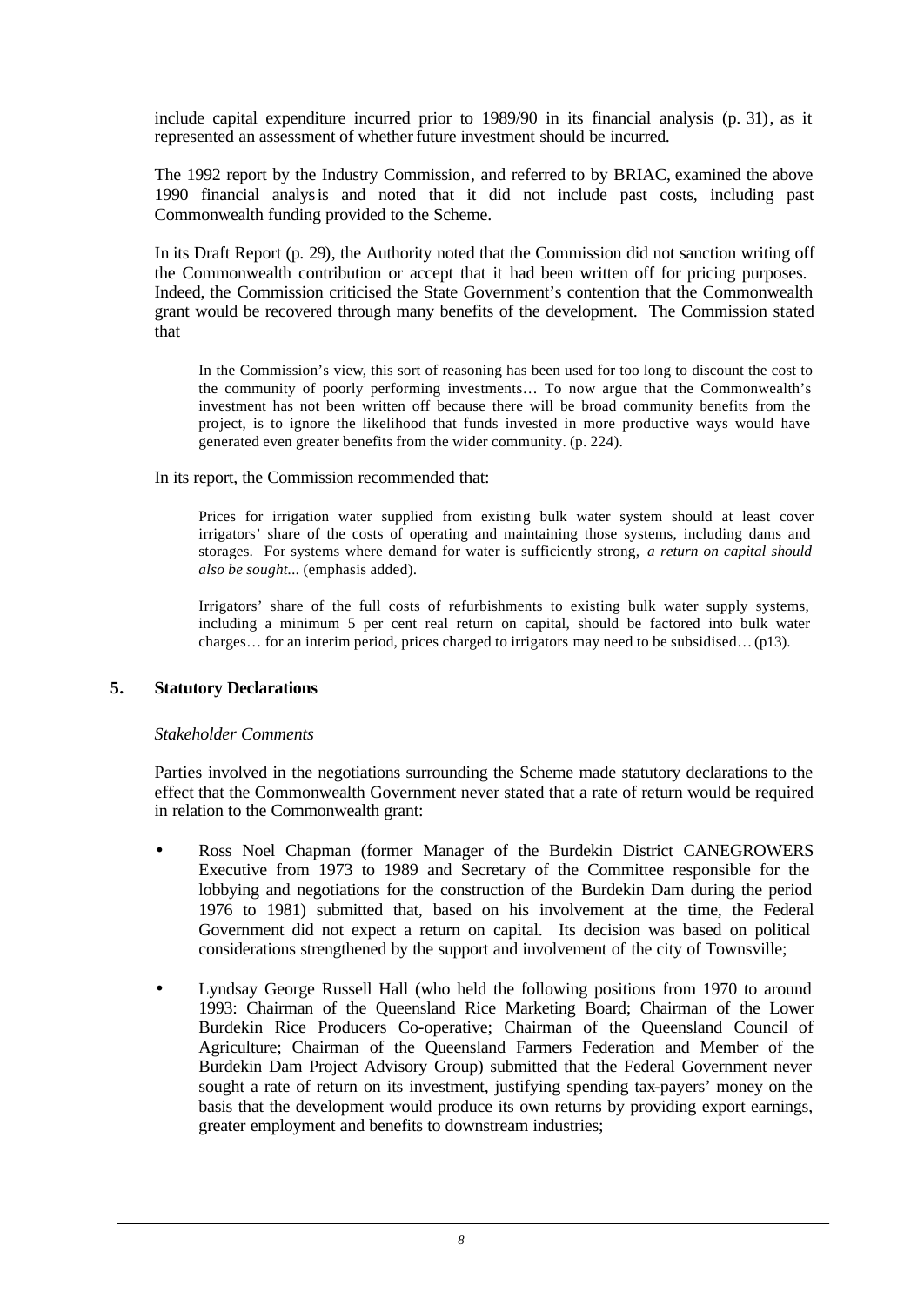include capital expenditure incurred prior to 1989/90 in its financial analysis (p. 31), as it represented an assessment of whether future investment should be incurred.

The 1992 report by the Industry Commission, and referred to by BRIAC, examined the above 1990 financial analysis and noted that it did not include past costs, including past Commonwealth funding provided to the Scheme.

In its Draft Report (p. 29), the Authority noted that the Commission did not sanction writing off the Commonwealth contribution or accept that it had been written off for pricing purposes. Indeed, the Commission criticised the State Government's contention that the Commonwealth grant would be recovered through many benefits of the development. The Commission stated that

> In the Commission's view, this sort of reasoning has been used for too long to discount the cost to the community of poorly performing investments… To now argue that the Commonwealth's investment has not been written off because there will be broad community benefits from the project, is to ignore the likelihood that funds invested in more productive ways would have generated even greater benefits from the wider community. (p. 224).

In its report, the Commission recommended that:

> Prices for irrigation water supplied from existing bulk water system should at least cover irrigators' share of the costs of operating and maintaining those systems, including dams and storages. For systems where demand for water is sufficiently strong, *a return on capital should also be sought...* (emphasis added).
>
> Irrigators' share of the full costs of refurbishments to existing bulk water supply systems, including a minimum 5 per cent real return on capital, should be factored into bulk water charges… for an interim period, prices charged to irrigators may need to be subsidised… (p13).

## 5. Statutory Declarations

*Stakeholder Comments*

Parties involved in the negotiations surrounding the Scheme made statutory declarations to the effect that the Commonwealth Government never stated that a rate of return would be required in relation to the Commonwealth grant:

- Ross Noel Chapman (former Manager of the Burdekin District CANEGROWERS Executive from 1973 to 1989 and Secretary of the Committee responsible for the lobbying and negotiations for the construction of the Burdekin Dam during the period 1976 to 1981) submitted that, based on his involvement at the time, the Federal Government did not expect a return on capital. Its decision was based on political considerations strengthened by the support and involvement of the city of Townsville;

- Lyndsay George Russell Hall (who held the following positions from 1970 to around 1993: Chairman of the Queensland Rice Marketing Board; Chairman of the Lower Burdekin Rice Producers Co-operative; Chairman of the Queensland Council of Agriculture; Chairman of the Queensland Farmers Federation and Member of the Burdekin Dam Project Advisory Group) submitted that the Federal Government never sought a rate of return on its investment, justifying spending tax-payers' money on the basis that the development would produce its own returns by providing export earnings, greater employment and benefits to downstream industries;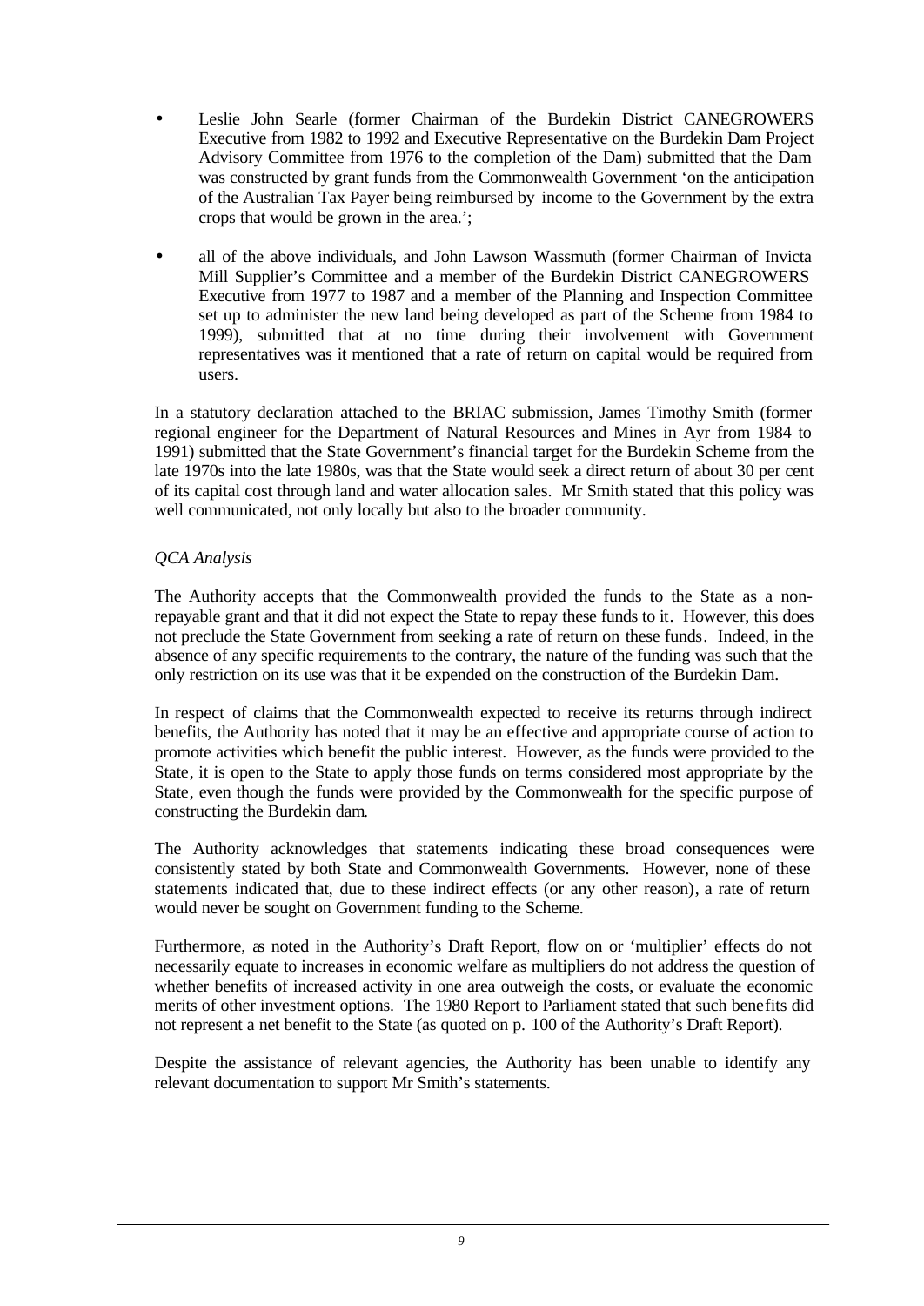- Leslie John Searle (former Chairman of the Burdekin District CANEGROWERS Executive from 1982 to 1992 and Executive Representative on the Burdekin Dam Project Advisory Committee from 1976 to the completion of the Dam) submitted that the Dam was constructed by grant funds from the Commonwealth Government 'on the anticipation of the Australian Tax Payer being reimbursed by income to the Government by the extra crops that would be grown in the area.';

- all of the above individuals, and John Lawson Wassmuth (former Chairman of Invicta Mill Supplier's Committee and a member of the Burdekin District CANEGROWERS Executive from 1977 to 1987 and a member of the Planning and Inspection Committee set up to administer the new land being developed as part of the Scheme from 1984 to 1999), submitted that at no time during their involvement with Government representatives was it mentioned that a rate of return on capital would be required from users.

In a statutory declaration attached to the BRIAC submission, James Timothy Smith (former regional engineer for the Department of Natural Resources and Mines in Ayr from 1984 to 1991) submitted that the State Government's financial target for the Burdekin Scheme from the late 1970s into the late 1980s, was that the State would seek a direct return of about 30 per cent of its capital cost through land and water allocation sales. Mr Smith stated that this policy was well communicated, not only locally but also to the broader community.

*QCA Analysis*

The Authority accepts that the Commonwealth provided the funds to the State as a non-repayable grant and that it did not expect the State to repay these funds to it. However, this does not preclude the State Government from seeking a rate of return on these funds. Indeed, in the absence of any specific requirements to the contrary, the nature of the funding was such that the only restriction on its use was that it be expended on the construction of the Burdekin Dam.

In respect of claims that the Commonwealth expected to receive its returns through indirect benefits, the Authority has noted that it may be an effective and appropriate course of action to promote activities which benefit the public interest. However, as the funds were provided to the State, it is open to the State to apply those funds on terms considered most appropriate by the State, even though the funds were provided by the Commonwealth for the specific purpose of constructing the Burdekin dam.

The Authority acknowledges that statements indicating these broad consequences were consistently stated by both State and Commonwealth Governments. However, none of these statements indicated that, due to these indirect effects (or any other reason), a rate of return would never be sought on Government funding to the Scheme.

Furthermore, as noted in the Authority's Draft Report, flow on or 'multiplier' effects do not necessarily equate to increases in economic welfare as multipliers do not address the question of whether benefits of increased activity in one area outweigh the costs, or evaluate the economic merits of other investment options. The 1980 Report to Parliament stated that such benefits did not represent a net benefit to the State (as quoted on p. 100 of the Authority's Draft Report).

Despite the assistance of relevant agencies, the Authority has been unable to identify any relevant documentation to support Mr Smith's statements.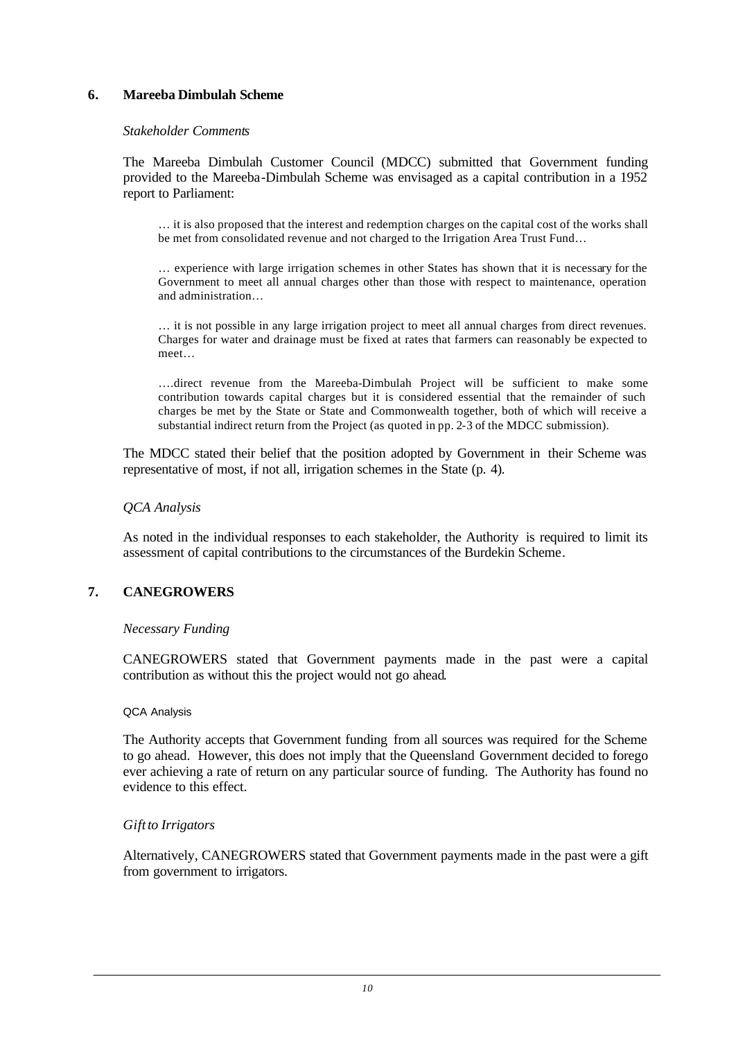## 6. Mareeba Dimbulah Scheme

*Stakeholder Comments*

The Mareeba Dimbulah Customer Council (MDCC) submitted that Government funding provided to the Mareeba-Dimbulah Scheme was envisaged as a capital contribution in a 1952 report to Parliament:

> … it is also proposed that the interest and redemption charges on the capital cost of the works shall be met from consolidated revenue and not charged to the Irrigation Area Trust Fund…
>
> … experience with large irrigation schemes in other States has shown that it is necessary for the Government to meet all annual charges other than those with respect to maintenance, operation and administration…
>
> … it is not possible in any large irrigation project to meet all annual charges from direct revenues. Charges for water and drainage must be fixed at rates that farmers can reasonably be expected to meet…
>
> ….direct revenue from the Mareeba-Dimbulah Project will be sufficient to make some contribution towards capital charges but it is considered essential that the remainder of such charges be met by the State or State and Commonwealth together, both of which will receive a substantial indirect return from the Project (as quoted in pp. 2-3 of the MDCC submission).

The MDCC stated their belief that the position adopted by Government in their Scheme was representative of most, if not all, irrigation schemes in the State (p. 4).

*QCA Analysis*

As noted in the individual responses to each stakeholder, the Authority is required to limit its assessment of capital contributions to the circumstances of the Burdekin Scheme.

## 7. CANEGROWERS

*Necessary Funding*

CANEGROWERS stated that Government payments made in the past were a capital contribution as without this the project would not go ahead.

QCA Analysis

The Authority accepts that Government funding from all sources was required for the Scheme to go ahead. However, this does not imply that the Queensland Government decided to forego ever achieving a rate of return on any particular source of funding. The Authority has found no evidence to this effect.

*Gift to Irrigators*

Alternatively, CANEGROWERS stated that Government payments made in the past were a gift from government to irrigators.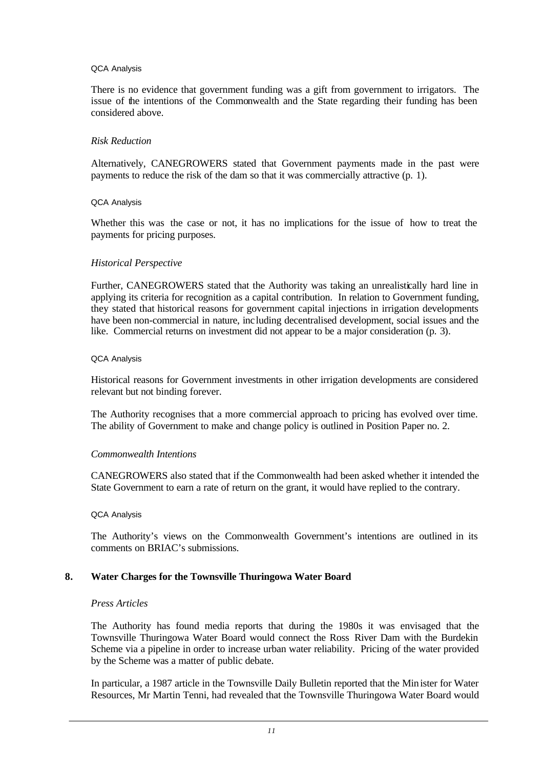QCA Analysis

There is no evidence that government funding was a gift from government to irrigators. The issue of the intentions of the Commonwealth and the State regarding their funding has been considered above.

*Risk Reduction*

Alternatively, CANEGROWERS stated that Government payments made in the past were payments to reduce the risk of the dam so that it was commercially attractive (p. 1).

QCA Analysis

Whether this was the case or not, it has no implications for the issue of how to treat the payments for pricing purposes.

*Historical Perspective*

Further, CANEGROWERS stated that the Authority was taking an unrealistically hard line in applying its criteria for recognition as a capital contribution. In relation to Government funding, they stated that historical reasons for government capital injections in irrigation developments have been non-commercial in nature, including decentralised development, social issues and the like. Commercial returns on investment did not appear to be a major consideration (p. 3).

QCA Analysis

Historical reasons for Government investments in other irrigation developments are considered relevant but not binding forever.

The Authority recognises that a more commercial approach to pricing has evolved over time. The ability of Government to make and change policy is outlined in Position Paper no. 2.

*Commonwealth Intentions*

CANEGROWERS also stated that if the Commonwealth had been asked whether it intended the State Government to earn a rate of return on the grant, it would have replied to the contrary.

QCA Analysis

The Authority's views on the Commonwealth Government's intentions are outlined in its comments on BRIAC's submissions.

## 8. Water Charges for the Townsville Thuringowa Water Board

*Press Articles*

The Authority has found media reports that during the 1980s it was envisaged that the Townsville Thuringowa Water Board would connect the Ross River Dam with the Burdekin Scheme via a pipeline in order to increase urban water reliability. Pricing of the water provided by the Scheme was a matter of public debate.

In particular, a 1987 article in the Townsville Daily Bulletin reported that the Minister for Water Resources, Mr Martin Tenni, had revealed that the Townsville Thuringowa Water Board would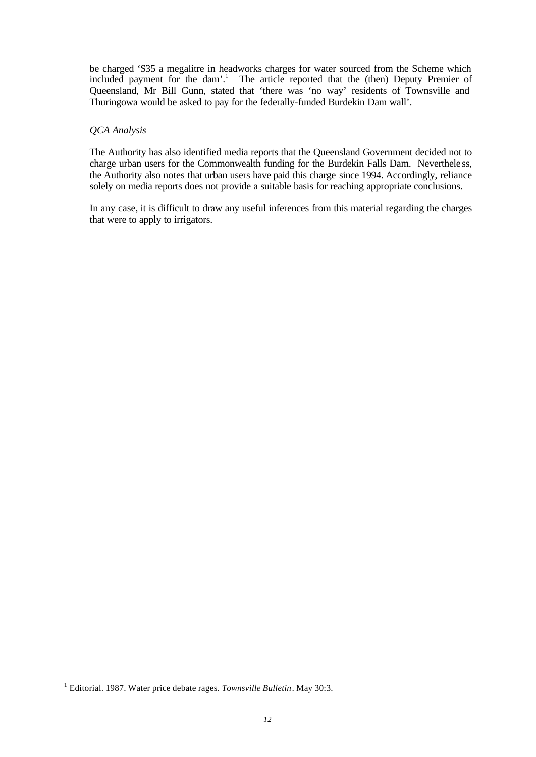be charged '$35 a megalitre in headworks charges for water sourced from the Scheme which included payment for the dam'.[1] The article reported that the (then) Deputy Premier of Queensland, Mr Bill Gunn, stated that 'there was 'no way' residents of Townsville and Thuringowa would be asked to pay for the federally-funded Burdekin Dam wall'.

*QCA Analysis*

The Authority has also identified media reports that the Queensland Government decided not to charge urban users for the Commonwealth funding for the Burdekin Falls Dam. Nevertheless, the Authority also notes that urban users have paid this charge since 1994. Accordingly, reliance solely on media reports does not provide a suitable basis for reaching appropriate conclusions.

In any case, it is difficult to draw any useful inferences from this material regarding the charges that were to apply to irrigators.

[1] Editorial. 1987. Water price debate rages. *Townsville Bulletin*. May 30:3.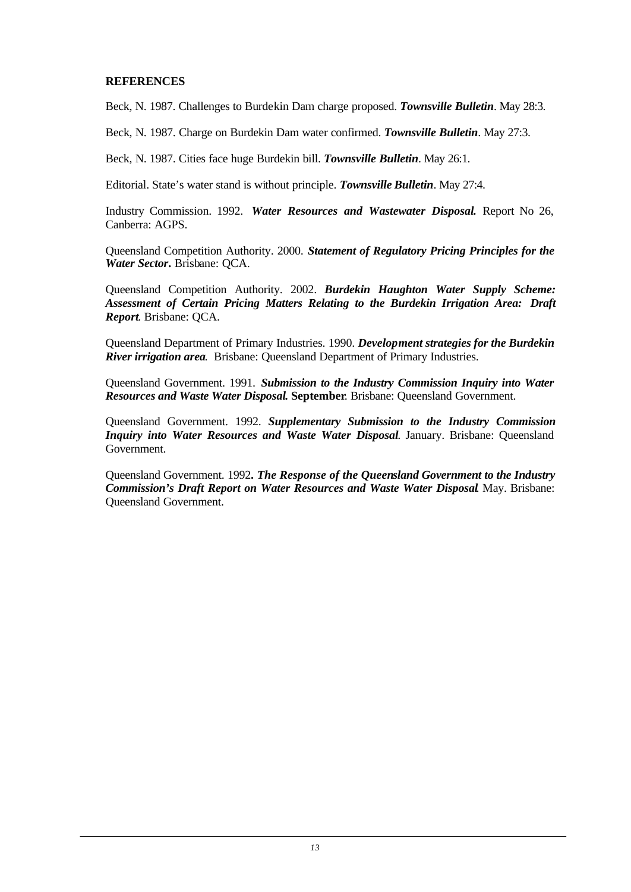**REFERENCES**

Beck, N. 1987. Challenges to Burdekin Dam charge proposed. ***Townsville Bulletin***. May 28:3.

Beck, N. 1987. Charge on Burdekin Dam water confirmed. ***Townsville Bulletin***. May 27:3.

Beck, N. 1987. Cities face huge Burdekin bill. ***Townsville Bulletin***. May 26:1.

Editorial. State's water stand is without principle. ***Townsville Bulletin***. May 27:4.

Industry Commission. 1992. ***Water Resources and Wastewater Disposal.*** Report No 26, Canberra: AGPS.

Queensland Competition Authority. 2000. ***Statement of Regulatory Pricing Principles for the Water Sector*.** Brisbane: QCA.

Queensland Competition Authority. 2002. ***Burdekin Haughton Water Supply Scheme: Assessment of Certain Pricing Matters Relating to the Burdekin Irrigation Area: Draft Report***. Brisbane: QCA.

Queensland Department of Primary Industries. 1990. ***Development strategies for the Burdekin River irrigation area***. Brisbane: Queensland Department of Primary Industries.

Queensland Government. 1991. ***Submission to the Industry Commission Inquiry into Water Resources and Waste Water Disposal.* September**. Brisbane: Queensland Government.

Queensland Government. 1992. ***Supplementary Submission to the Industry Commission Inquiry into Water Resources and Waste Water Disposal***. January. Brisbane: Queensland Government.

Queensland Government. 1992**. *The Response of the Queensland Government to the Industry Commission's Draft Report on Water Resources and Waste Water Disposal***. May. Brisbane: Queensland Government.